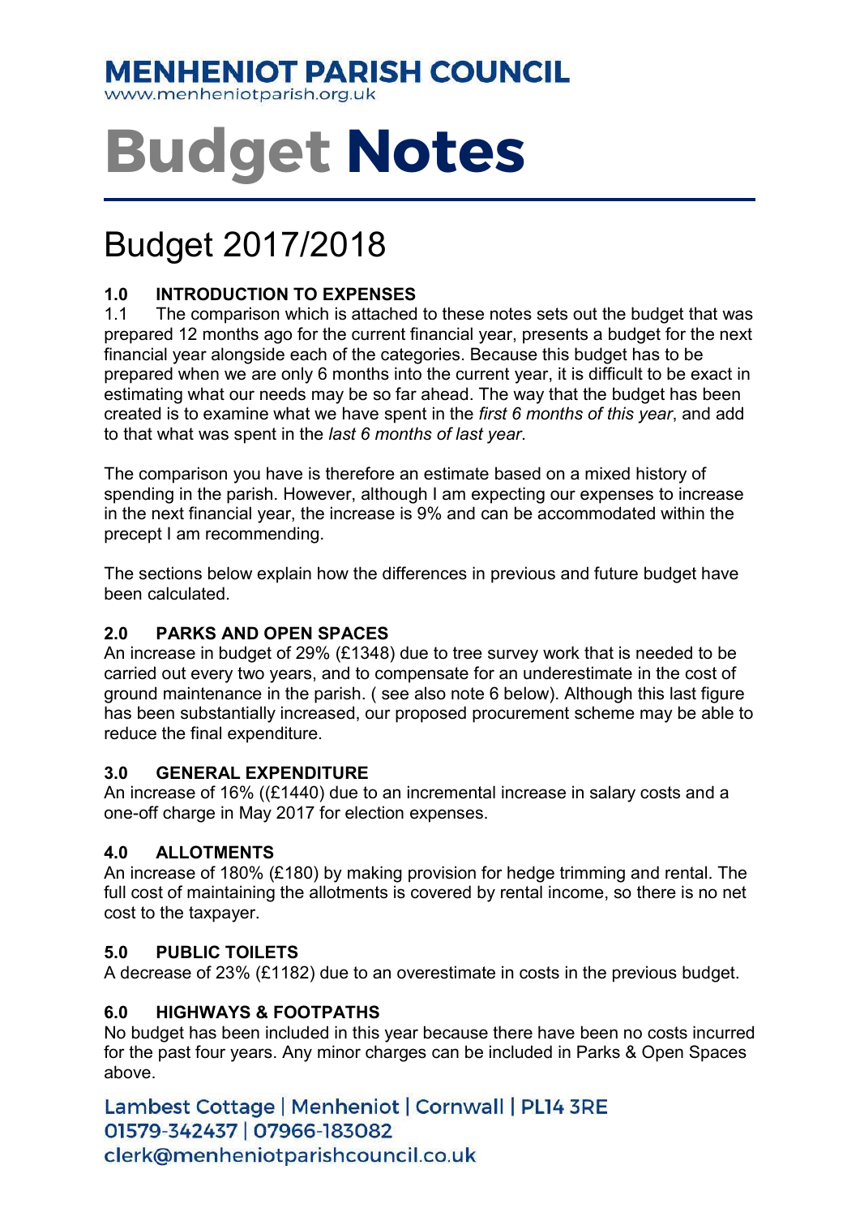# MENHENIOT PARISH COUNCIL

www.menheniotparish.org.uk

# Budget Notes

## Budget 2017/2018

### 1.0 INTRODUCTION TO EXPENSES

1.1 The comparison which is attached to these notes sets out the budget that was prepared 12 months ago for the current financial year, presents a budget for the next financial year alongside each of the categories. Because this budget has to be prepared when we are only 6 months into the current year, it is difficult to be exact in estimating what our needs may be so far ahead. The way that the budget has been created is to examine what we have spent in the *first 6 months of this year*, and add to that what was spent in the *last 6 months of last year*.

The comparison you have is therefore an estimate based on a mixed history of spending in the parish. However, although I am expecting our expenses to increase in the next financial year, the increase is 9% and can be accommodated within the precept I am recommending.

The sections below explain how the differences in previous and future budget have been calculated.

### 2.0 PARKS AND OPEN SPACES

An increase in budget of 29% (£1348) due to tree survey work that is needed to be carried out every two years, and to compensate for an underestimate in the cost of ground maintenance in the parish. ( see also note 6 below). Although this last figure has been substantially increased, our proposed procurement scheme may be able to reduce the final expenditure.

### 3.0 GENERAL EXPENDITURE

An increase of 16% ((£1440) due to an incremental increase in salary costs and a one-off charge in May 2017 for election expenses.

### 4.0 ALLOTMENTS

An increase of 180% (£180) by making provision for hedge trimming and rental. The full cost of maintaining the allotments is covered by rental income, so there is no net cost to the taxpayer.

### 5.0 PUBLIC TOILETS

A decrease of 23% (£1182) due to an overestimate in costs in the previous budget.

### 6.0 HIGHWAYS & FOOTPATHS

No budget has been included in this year because there have been no costs incurred for the past four years. Any minor charges can be included in Parks & Open Spaces above.

Lambest Cottage | Menheniot | Cornwall | PL14 3RE
01579-342437 | 07966-183082
clerk@menheniotparishcouncil.co.uk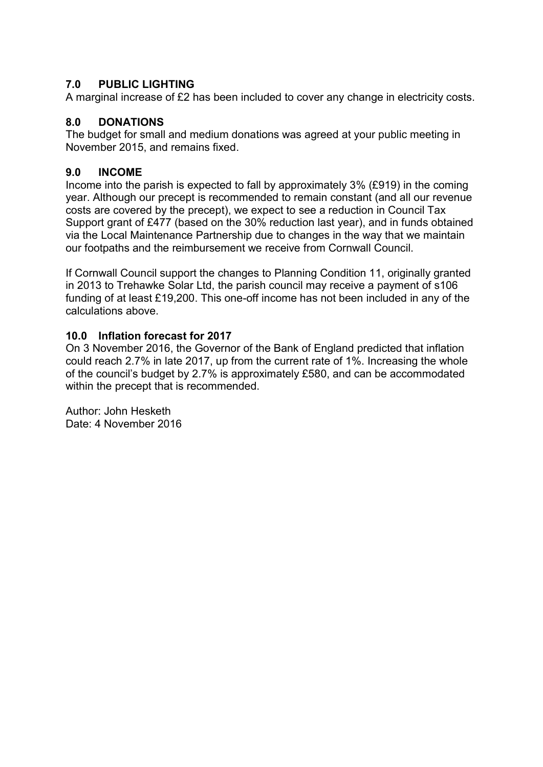## 7.0 PUBLIC LIGHTING

A marginal increase of £2 has been included to cover any change in electricity costs.

## 8.0 DONATIONS

The budget for small and medium donations was agreed at your public meeting in November 2015, and remains fixed.

## 9.0 INCOME

Income into the parish is expected to fall by approximately 3% (£919) in the coming year. Although our precept is recommended to remain constant (and all our revenue costs are covered by the precept), we expect to see a reduction in Council Tax Support grant of £477 (based on the 30% reduction last year), and in funds obtained via the Local Maintenance Partnership due to changes in the way that we maintain our footpaths and the reimbursement we receive from Cornwall Council.

If Cornwall Council support the changes to Planning Condition 11, originally granted in 2013 to Trehawke Solar Ltd, the parish council may receive a payment of s106 funding of at least £19,200. This one-off income has not been included in any of the calculations above.

## 10.0 Inflation forecast for 2017

On 3 November 2016, the Governor of the Bank of England predicted that inflation could reach 2.7% in late 2017, up from the current rate of 1%. Increasing the whole of the council's budget by 2.7% is approximately £580, and can be accommodated within the precept that is recommended.

Author: John Hesketh
Date: 4 November 2016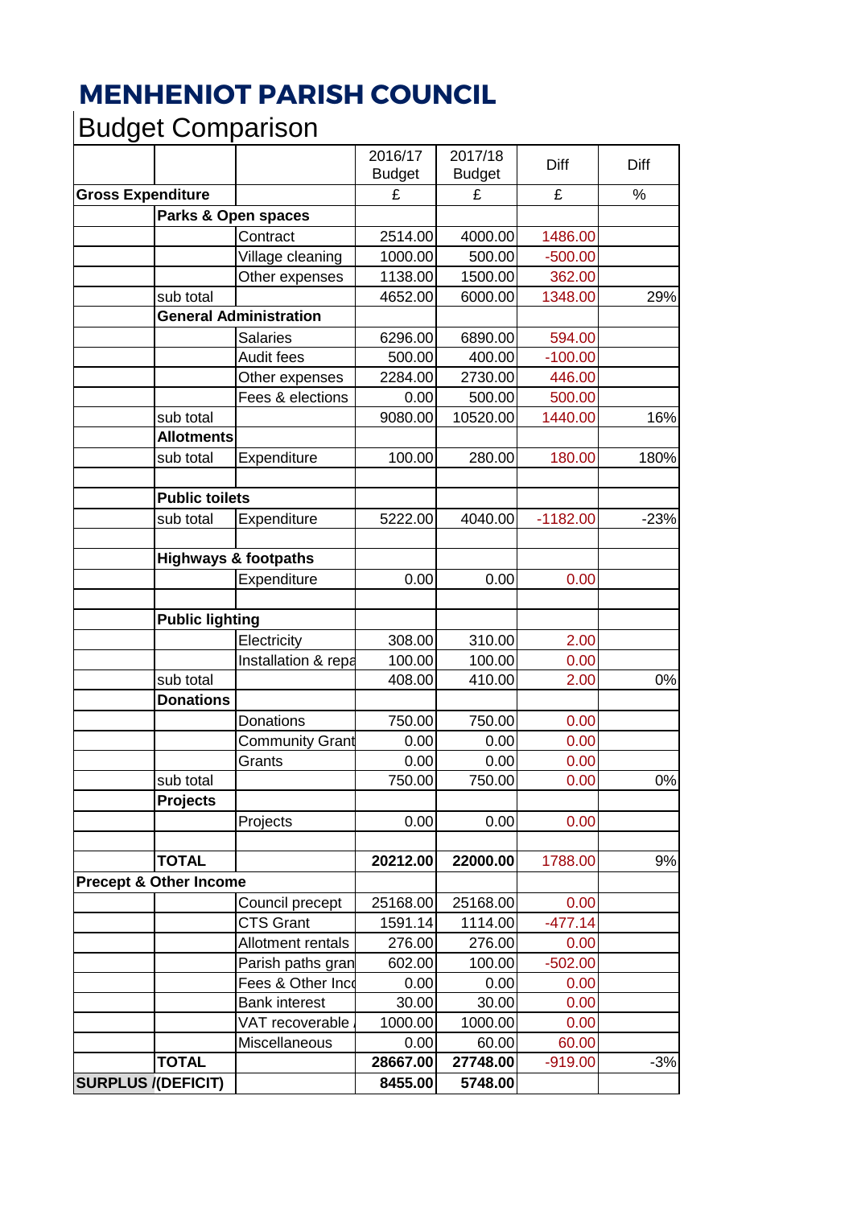# MENHENIOT PARISH COUNCIL

## Budget Comparison

| | | | 2016/17 Budget | 2017/18 Budget | Diff | Diff |
|---|---|---|---|---|---|---|
| **Gross Expenditure** | | | £ | £ | £ | % |
| | **Parks & Open spaces** | | | | | |
| | | Contract | 2514.00 | 4000.00 | 1486.00 | |
| | | Village cleaning | 1000.00 | 500.00 | -500.00 | |
| | | Other expenses | 1138.00 | 1500.00 | 362.00 | |
| | sub total | | 4652.00 | 6000.00 | 1348.00 | 29% |
| | **General Administration** | | | | | |
| | | Salaries | 6296.00 | 6890.00 | 594.00 | |
| | | Audit fees | 500.00 | 400.00 | -100.00 | |
| | | Other expenses | 2284.00 | 2730.00 | 446.00 | |
| | | Fees & elections | 0.00 | 500.00 | 500.00 | |
| | sub total | | 9080.00 | 10520.00 | 1440.00 | 16% |
| | **Allotments** | | | | | |
| | sub total | Expenditure | 100.00 | 280.00 | 180.00 | 180% |
| | | | | | | |
| | **Public toilets** | | | | | |
| | sub total | Expenditure | 5222.00 | 4040.00 | -1182.00 | -23% |
| | | | | | | |
| | **Highways & footpaths** | | | | | |
| | | Expenditure | 0.00 | 0.00 | 0.00 | |
| | | | | | | |
| | **Public lighting** | | | | | |
| | | Electricity | 308.00 | 310.00 | 2.00 | |
| | | Installation & repa | 100.00 | 100.00 | 0.00 | |
| | sub total | | 408.00 | 410.00 | 2.00 | 0% |
| | **Donations** | | | | | |
| | | Donations | 750.00 | 750.00 | 0.00 | |
| | | Community Grant | 0.00 | 0.00 | 0.00 | |
| | | Grants | 0.00 | 0.00 | 0.00 | |
| | sub total | | 750.00 | 750.00 | 0.00 | 0% |
| | **Projects** | | | | | |
| | | Projects | 0.00 | 0.00 | 0.00 | |
| | | | | | | |
| | **TOTAL** | | **20212.00** | **22000.00** | 1788.00 | 9% |
| **Precept & Other Income** | | | | | | |
| | | Council precept | 25168.00 | 25168.00 | 0.00 | |
| | | CTS Grant | 1591.14 | 1114.00 | -477.14 | |
| | | Allotment rentals | 276.00 | 276.00 | 0.00 | |
| | | Parish paths gran | 602.00 | 100.00 | -502.00 | |
| | | Fees & Other Inco | 0.00 | 0.00 | 0.00 | |
| | | Bank interest | 30.00 | 30.00 | 0.00 | |
| | | VAT recoverable | 1000.00 | 1000.00 | 0.00 | |
| | | Miscellaneous | 0.00 | 60.00 | 60.00 | |
| | **TOTAL** | | **28667.00** | **27748.00** | -919.00 | -3% |
| **SURPLUS /(DEFICIT)** | | | **8455.00** | **5748.00** | | |